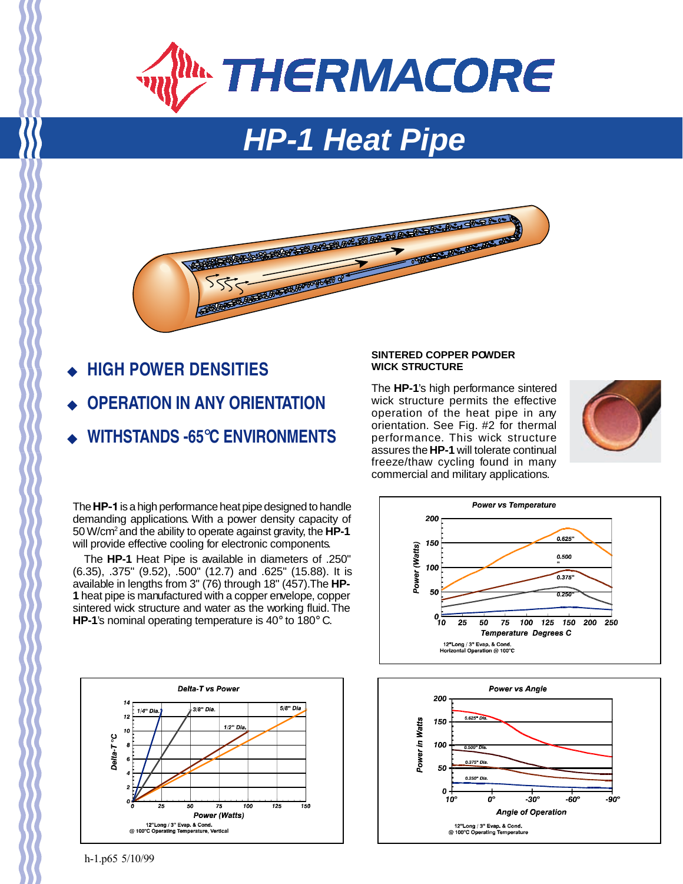# THERMACORE

## HP-1 Heat Pipe

- **HIGH POWER DENSITIES**
- **OPERATION IN ANY ORIENTATION**
- **WITHSTANDS -65°C ENVIRONMENTS**

### SINTERED COPPER POWDER WICK STRUCTURE

The **HP-1**'s high performance sintered wick structure permits the effective operation of the heat pipe in any orientation. See Fig. #2 for thermal performance. This wick structure assures the **HP-1** will tolerate continual freeze/thaw cycling found in many commercial and military applications.

The **HP-1** is a high performance heat pipe designed to handle demanding applications. With a power density capacity of 50 W/cm$^2$ and the ability to operate against gravity, the **HP-1** will provide effective cooling for electronic components.

The **HP-1** Heat Pipe is available in diameters of .250" (6.35), .375" (9.52), .500" (12.7) and .625" (15.88). It is available in lengths from 3" (76) through 18" (457). The **HP-1** heat pipe is manufactured with a copper envelope, copper sintered wick structure and water as the working fluid. The **HP-1**'s nominal operating temperature is 40° to 180° C.

**Power vs Temperature**

12"Long / 3" Evap. & Cond.
Horizontal Operation @ 100°C

**Delta-T vs Power**

12"Long / 3" Evap. & Cond.
@ 100°C Operating Temperature, Vertical

**Power vs Angle**

12"Long / 3" Evap. & Cond.
@ 100°C Operating Temperature

h-1.p65 5/10/99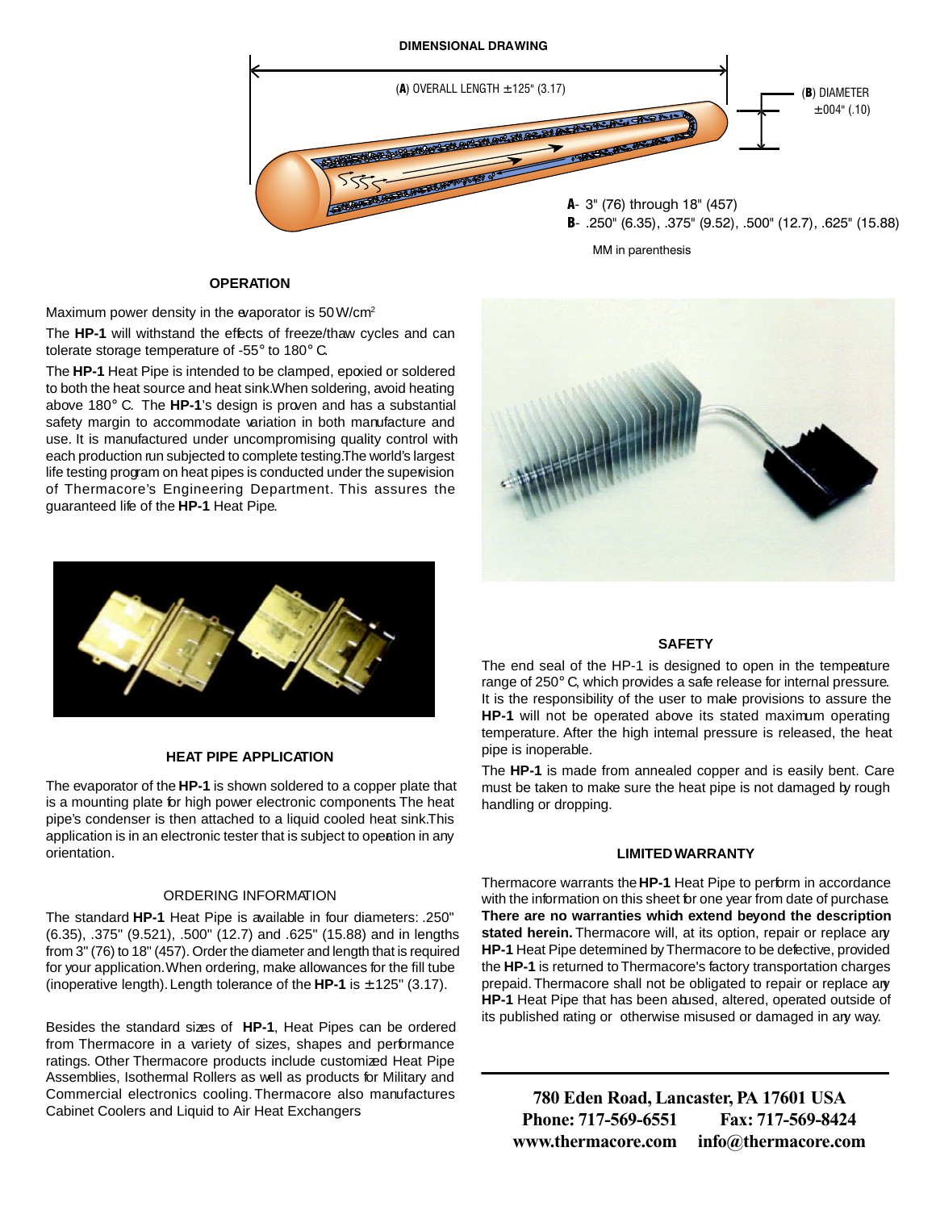**DIMENSIONAL DRAWING**

(**A**) OVERALL LENGTH ±.125" (3.17)

(**B**) DIAMETER ±.004" (.10)

**A**- 3" (76) through 18" (457)

**B**- .250" (6.35), .375" (9.52), .500" (12.7), .625" (15.88)

MM in parenthesis

## OPERATION

Maximum power density in the evaporator is 50 W/cm²

The **HP-1** will withstand the effects of freeze/thaw cycles and can tolerate storage temperature of -55° to 180° C.

The **HP-1** Heat Pipe is intended to be clamped, epoxied or soldered to both the heat source and heat sink. When soldering, avoid heating above 180° C. The **HP-1**'s design is proven and has a substantial safety margin to accommodate variation in both manufacture and use. It is manufactured under uncompromising quality control with each production run subjected to complete testing. The world's largest life testing program on heat pipes is conducted under the supervision of Thermacore's Engineering Department. This assures the guaranteed life of the **HP-1** Heat Pipe.

## HEAT PIPE APPLICATION

The evaporator of the **HP-1** is shown soldered to a copper plate that is a mounting plate for high power electronic components. The heat pipe's condenser is then attached to a liquid cooled heat sink. This application is in an electronic tester that is subject to operation in any orientation.

## ORDERING INFORMATION

The standard **HP-1** Heat Pipe is available in four diameters: .250" (6.35), .375" (9.521), .500" (12.7) and .625" (15.88) and in lengths from 3" (76) to 18" (457). Order the diameter and length that is required for your application. When ordering, make allowances for the fill tube (inoperative length). Length tolerance of the **HP-1** is ±.125" (3.17).

Besides the standard sizes of **HP-1**, Heat Pipes can be ordered from Thermacore in a variety of sizes, shapes and performance ratings. Other Thermacore products include customized Heat Pipe Assemblies, Isothermal Rollers as well as products for Military and Commercial electronics cooling. Thermacore also manufactures Cabinet Coolers and Liquid to Air Heat Exchangers

## SAFETY

The end seal of the HP-1 is designed to open in the temperature range of 250° C, which provides a safe release for internal pressure. It is the responsibility of the user to make provisions to assure the **HP-1** will not be operated above its stated maximum operating temperature. After the high internal pressure is released, the heat pipe is inoperable.

The **HP-1** is made from annealed copper and is easily bent. Care must be taken to make sure the heat pipe is not damaged by rough handling or dropping.

## LIMITED WARRANTY

Thermacore warrants the **HP-1** Heat Pipe to perform in accordance with the information on this sheet for one year from date of purchase. **There are no warranties which extend beyond the description stated herein.** Thermacore will, at its option, repair or replace any **HP-1** Heat Pipe determined by Thermacore to be defective, provided the **HP-1** is returned to Thermacore's factory transportation charges prepaid. Thermacore shall not be obligated to repair or replace any **HP-1** Heat Pipe that has been abused, altered, operated outside of its published rating or otherwise misused or damaged in any way.

**780 Eden Road, Lancaster, PA 17601 USA**
**Phone: 717-569-6551 Fax: 717-569-8424**
**www.thermacore.com info@thermacore.com**